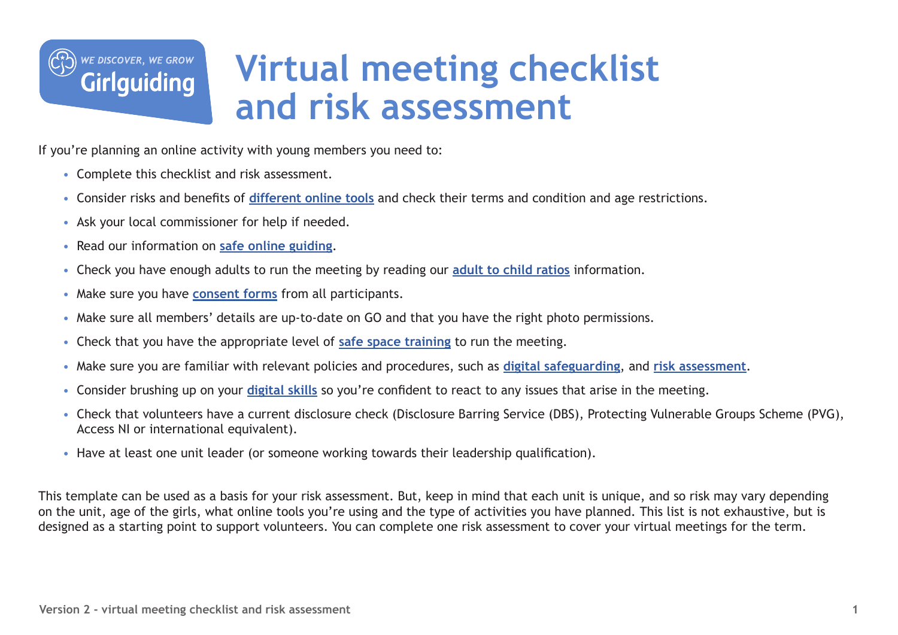# Virtual meeting checklist and risk assessment

If you're planning an online activity with young members you need to:

- Complete this checklist and risk assessment.
- Consider risks and benefits of **different online tools** and check their terms and condition and age restrictions.
- Ask your local commissioner for help if needed.
- Read our information on **safe online guiding**.
- Check you have enough adults to run the meeting by reading our **adult to child ratios** information.
- Make sure you have **consent forms** from all participants.
- Make sure all members' details are up-to-date on GO and that you have the right photo permissions.
- Check that you have the appropriate level of **safe space training** to run the meeting.
- Make sure you are familiar with relevant policies and procedures, such as **digital safeguarding**, and **risk assessment**.
- Consider brushing up on your **digital skills** so you're confident to react to any issues that arise in the meeting.
- Check that volunteers have a current disclosure check (Disclosure Barring Service (DBS), Protecting Vulnerable Groups Scheme (PVG), Access NI or international equivalent).
- Have at least one unit leader (or someone working towards their leadership qualification).

This template can be used as a basis for your risk assessment. But, keep in mind that each unit is unique, and so risk may vary depending on the unit, age of the girls, what online tools you're using and the type of activities you have planned. This list is not exhaustive, but is designed as a starting point to support volunteers. You can complete one risk assessment to cover your virtual meetings for the term.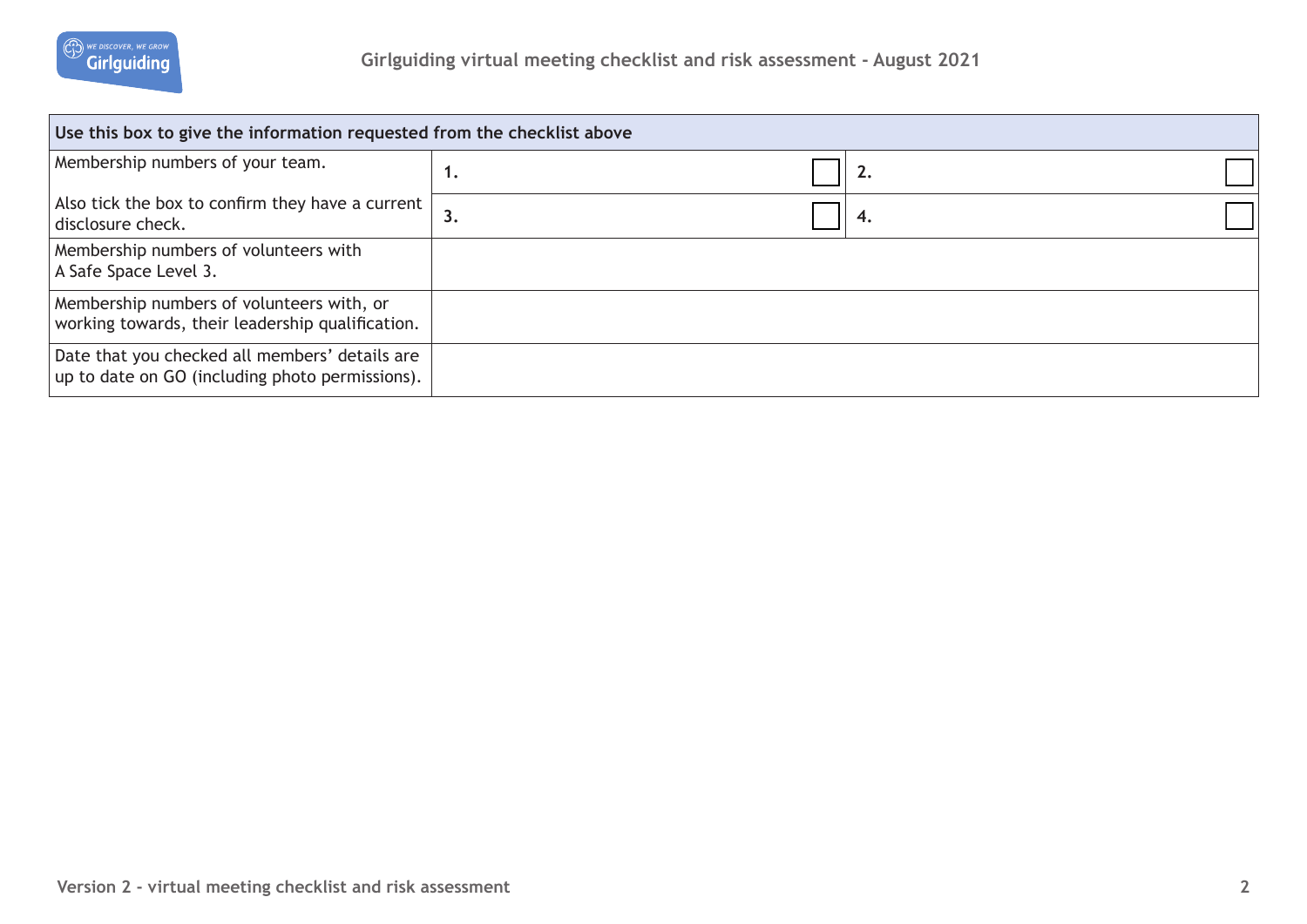| Use this box to give the information requested from the checklist above | | | | |
|---|---|---|---|---|
| Membership numbers of your team.<br><br>Also tick the box to confirm they have a current disclosure check. | **1.** | ☐ | **2.** | ☐ |
| | **3.** | ☐ | **4.** | ☐ |
| Membership numbers of volunteers with A Safe Space Level 3. | | | | |
| Membership numbers of volunteers with, or working towards, their leadership qualification. | | | | |
| Date that you checked all members' details are up to date on GO (including photo permissions). | | | | |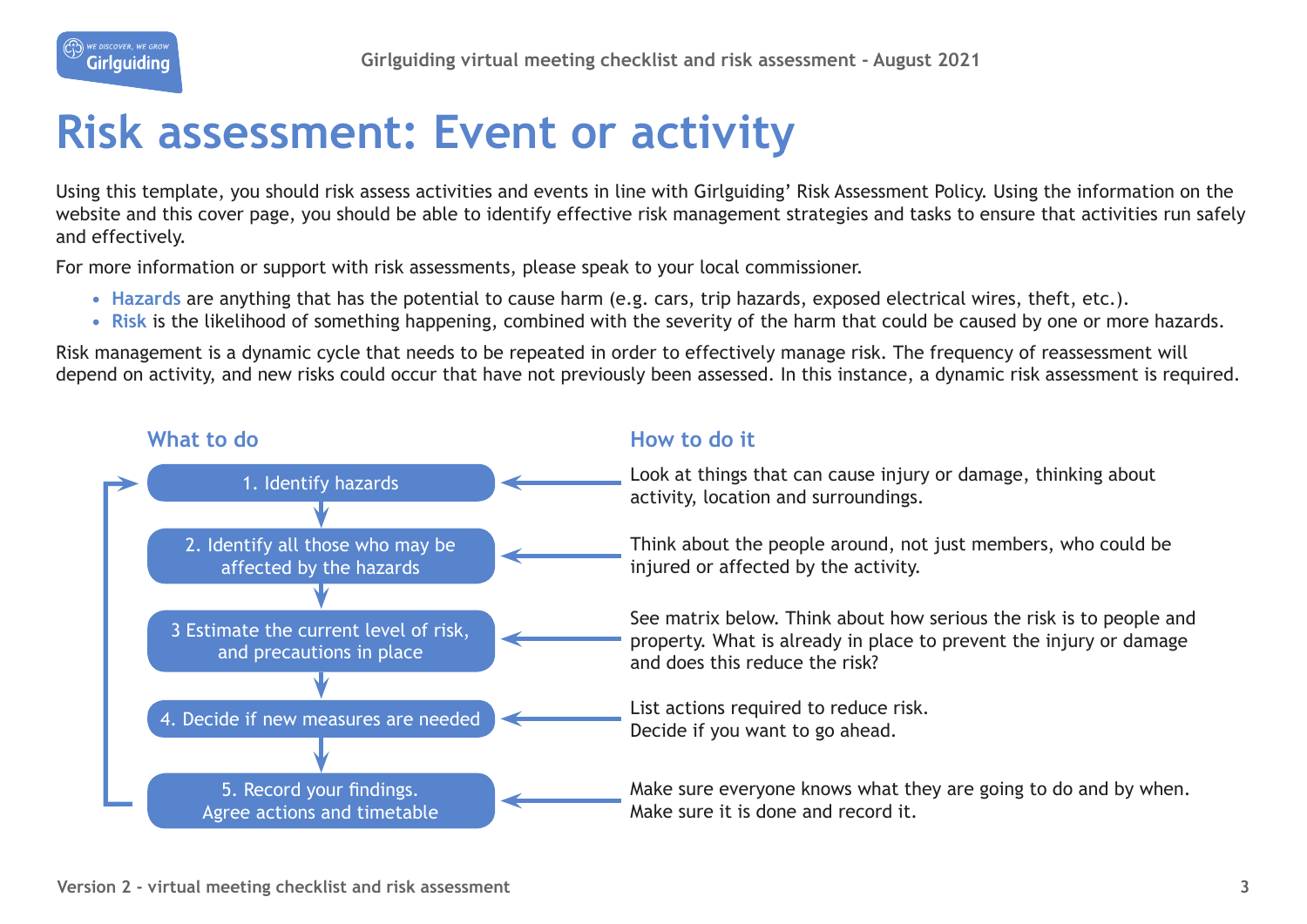# Risk assessment: Event or activity

Using this template, you should risk assess activities and events in line with Girlguiding' Risk Assessment Policy. Using the information on the website and this cover page, you should be able to identify effective risk management strategies and tasks to ensure that activities run safely and effectively.

For more information or support with risk assessments, please speak to your local commissioner.

- **Hazards** are anything that has the potential to cause harm (e.g. cars, trip hazards, exposed electrical wires, theft, etc.).
- **Risk** is the likelihood of something happening, combined with the severity of the harm that could be caused by one or more hazards.

Risk management is a dynamic cycle that needs to be repeated in order to effectively manage risk. The frequency of reassessment will depend on activity, and new risks could occur that have not previously been assessed. In this instance, a dynamic risk assessment is required.

| What to do | How to do it |
| --- | --- |
| 1. Identify hazards | Look at things that can cause injury or damage, thinking about activity, location and surroundings. |
| 2. Identify all those who may be affected by the hazards | Think about the people around, not just members, who could be injured or affected by the activity. |
| 3 Estimate the current level of risk, and precautions in place | See matrix below. Think about how serious the risk is to people and property. What is already in place to prevent the injury or damage and does this reduce the risk? |
| 4. Decide if new measures are needed | List actions required to reduce risk. Decide if you want to go ahead. |
| 5. Record your findings. Agree actions and timetable | Make sure everyone knows what they are going to do and by when. Make sure it is done and record it. |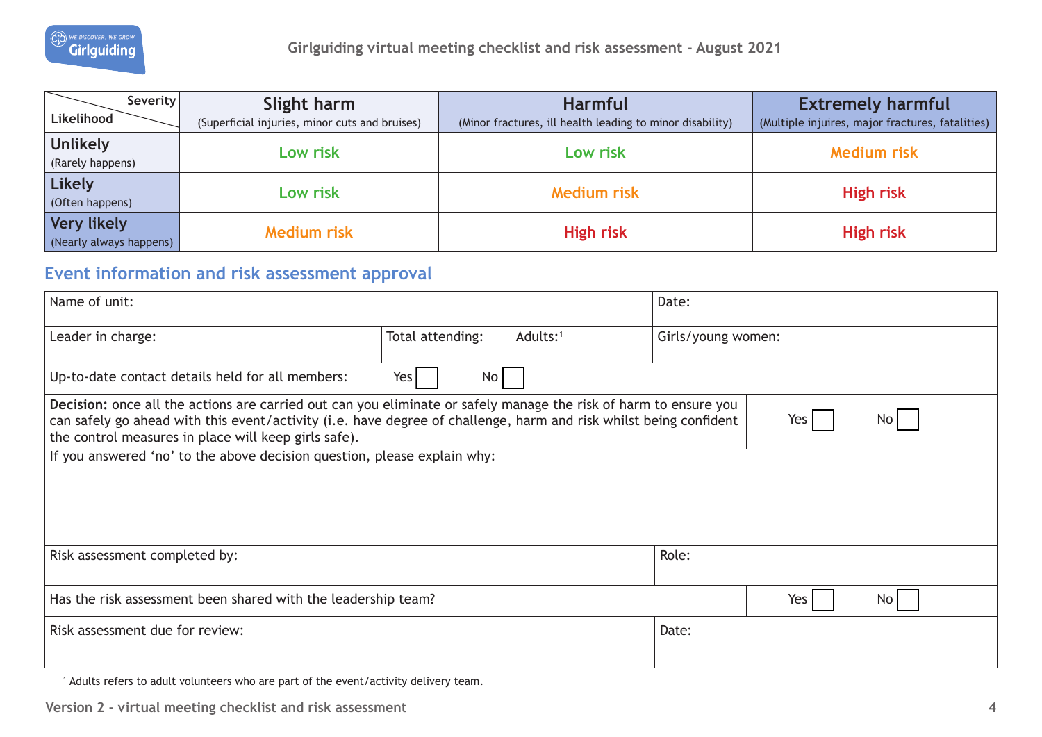| Severity / Likelihood | **Slight harm** (Superficial injuries, minor cuts and bruises) | **Harmful** (Minor fractures, ill health leading to minor disability) | **Extremely harmful** (Multiple injuires, major fractures, fatalities) |
|---|---|---|---|
| **Unlikely** (Rarely happens) | Low risk | Low risk | Medium risk |
| **Likely** (Often happens) | Low risk | Medium risk | High risk |
| **Very likely** (Nearly always happens) | Medium risk | High risk | High risk |

## Event information and risk assessment approval

| | | | |
|---|---|---|---|
| Name of unit: | | | Date: |
| Leader in charge: | Total attending: | Adults:[1] | Girls/young women: |
| Up-to-date contact details held for all members: Yes ☐ No ☐ | | | |
| **Decision:** once all the actions are carried out can you eliminate or safely manage the risk of harm to ensure you can safely go ahead with this event/activity (i.e. have degree of challenge, harm and risk whilst being confident the control measures in place will keep girls safe). | | | Yes ☐ No ☐ |
| If you answered 'no' to the above decision question, please explain why: | | | |
| Risk assessment completed by: | | | Role: |
| Has the risk assessment been shared with the leadership team? | | | Yes ☐ No ☐ |
| Risk assessment due for review: | | | Date: |

[1] Adults refers to adult volunteers who are part of the event/activity delivery team.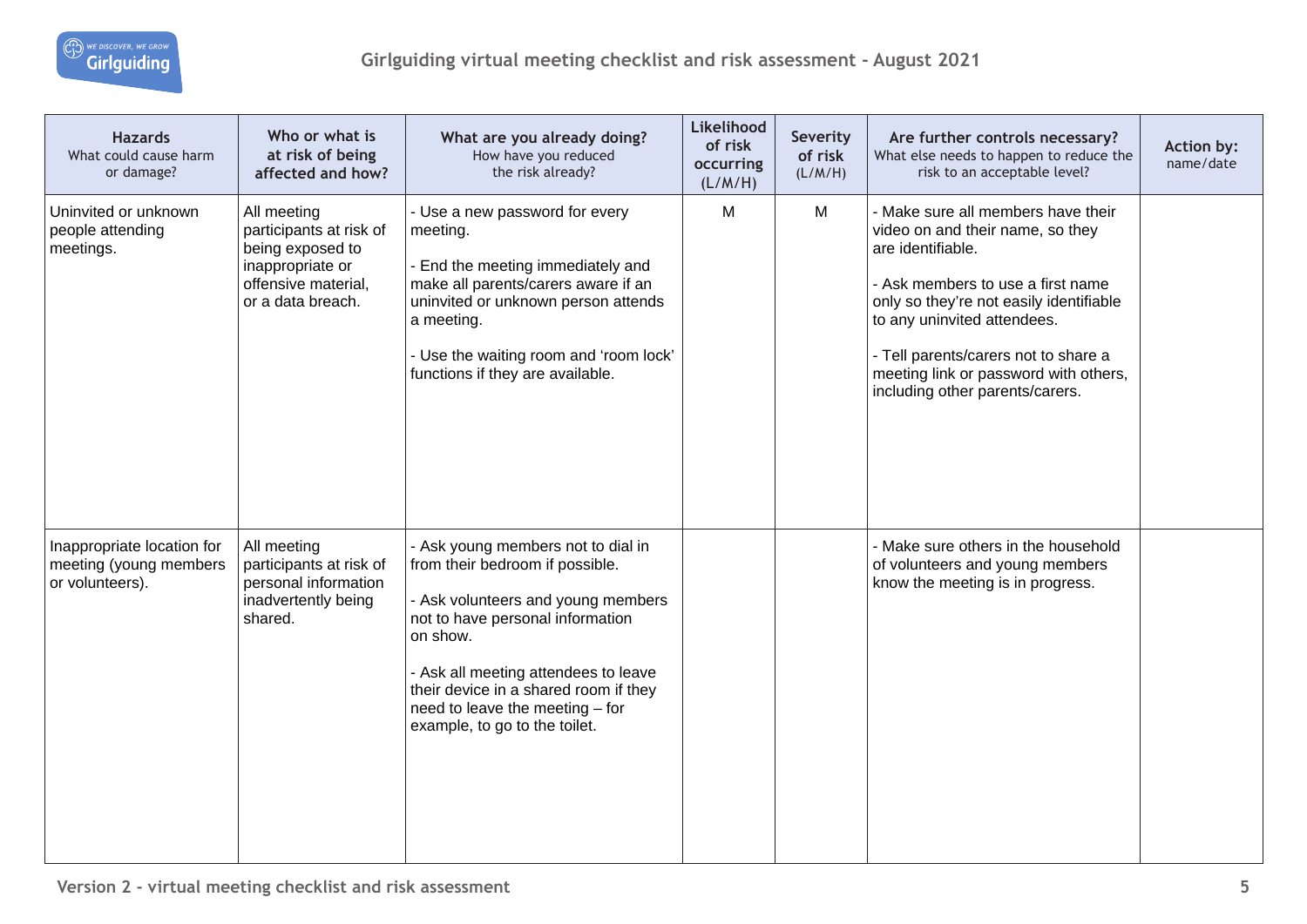| **Hazards** What could cause harm or damage? | **Who or what is at risk of being affected and how?** | **What are you already doing?** How have you reduced the risk already? | **Likelihood of risk occurring (L/M/H)** | **Severity of risk (L/M/H)** | **Are further controls necessary?** What else needs to happen to reduce the risk to an acceptable level? | **Action by:** name/date |
|---|---|---|---|---|---|---|
| Uninvited or unknown people attending meetings. | All meeting participants at risk of being exposed to inappropriate or offensive material, or a data breach. | - Use a new password for every meeting.<br><br>- End the meeting immediately and make all parents/carers aware if an uninvited or unknown person attends a meeting.<br><br>- Use the waiting room and 'room lock' functions if they are available. | M | M | - Make sure all members have their video on and their name, so they are identifiable.<br><br>- Ask members to use a first name only so they're not easily identifiable to any uninvited attendees.<br><br>- Tell parents/carers not to share a meeting link or password with others, including other parents/carers. | |
| Inappropriate location for meeting (young members or volunteers). | All meeting participants at risk of personal information inadvertently being shared. | - Ask young members not to dial in from their bedroom if possible.<br><br>- Ask volunteers and young members not to have personal information on show.<br><br>- Ask all meeting attendees to leave their device in a shared room if they need to leave the meeting – for example, to go to the toilet. | | | - Make sure others in the household of volunteers and young members know the meeting is in progress. | |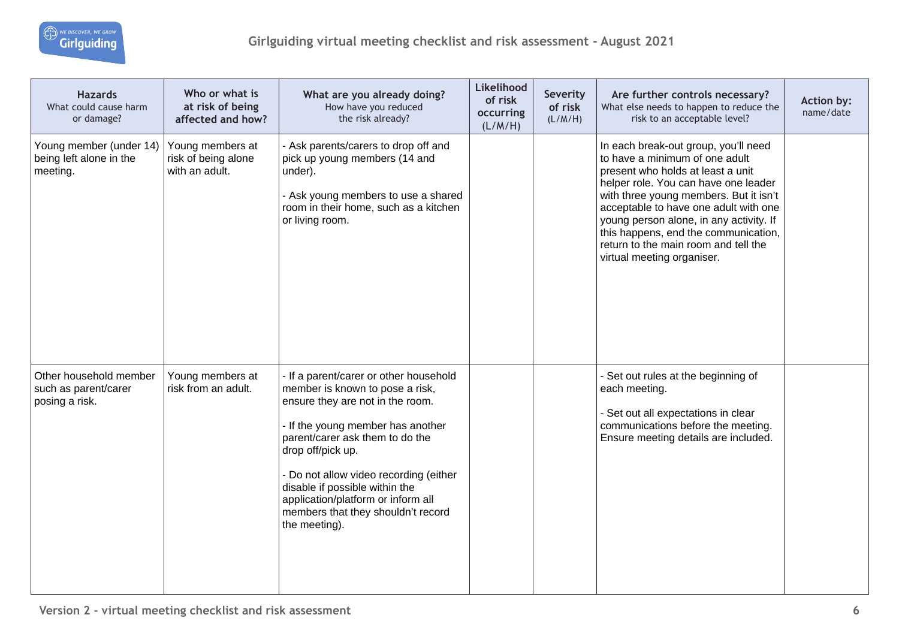| **Hazards** What could cause harm or damage? | **Who or what is at risk of being affected and how?** | **What are you already doing?** How have you reduced the risk already? | **Likelihood of risk occurring** (L/M/H) | **Severity of risk** (L/M/H) | **Are further controls necessary?** What else needs to happen to reduce the risk to an acceptable level? | **Action by:** name/date |
|---|---|---|---|---|---|---|
| Young member (under 14) being left alone in the meeting. | Young members at risk of being alone with an adult. | - Ask parents/carers to drop off and pick up young members (14 and under).<br><br>- Ask young members to use a shared room in their home, such as a kitchen or living room. | | | In each break-out group, you'll need to have a minimum of one adult present who holds at least a unit helper role. You can have one leader with three young members. But it isn't acceptable to have one adult with one young person alone, in any activity. If this happens, end the communication, return to the main room and tell the virtual meeting organiser. | |
| Other household member such as parent/carer posing a risk. | Young members at risk from an adult. | - If a parent/carer or other household member is known to pose a risk, ensure they are not in the room.<br><br>- If the young member has another parent/carer ask them to do the drop off/pick up.<br><br>- Do not allow video recording (either disable if possible within the application/platform or inform all members that they shouldn't record the meeting). | | | - Set out rules at the beginning of each meeting.<br><br>- Set out all expectations in clear communications before the meeting. Ensure meeting details are included. | |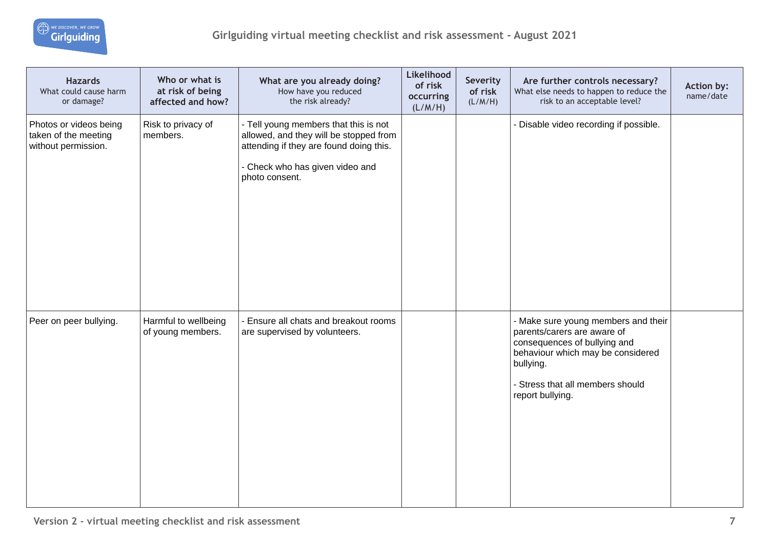| **Hazards** What could cause harm or damage? | **Who or what is at risk of being affected and how?** | **What are you already doing?** How have you reduced the risk already? | **Likelihood of risk occurring** (L/M/H) | **Severity of risk** (L/M/H) | **Are further controls necessary?** What else needs to happen to reduce the risk to an acceptable level? | **Action by:** name/date |
|---|---|---|---|---|---|---|
| Photos or videos being taken of the meeting without permission. | Risk to privacy of members. | - Tell young members that this is not allowed, and they will be stopped from attending if they are found doing this.<br><br>- Check who has given video and photo consent. | | | - Disable video recording if possible. | |
| Peer on peer bullying. | Harmful to wellbeing of young members. | - Ensure all chats and breakout rooms are supervised by volunteers. | | | - Make sure young members and their parents/carers are aware of consequences of bullying and behaviour which may be considered bullying.<br><br>- Stress that all members should report bullying. | |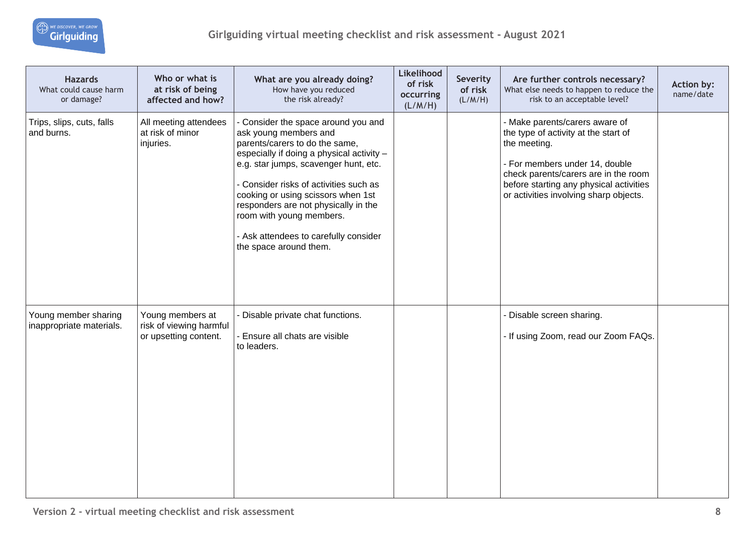| **Hazards** What could cause harm or damage? | **Who or what is at risk of being affected and how?** | **What are you already doing?** How have you reduced the risk already? | **Likelihood of risk occurring** (L/M/H) | **Severity of risk** (L/M/H) | **Are further controls necessary?** What else needs to happen to reduce the risk to an acceptable level? | **Action by:** name/date |
|---|---|---|---|---|---|---|
| Trips, slips, cuts, falls and burns. | All meeting attendees at risk of minor injuries. | - Consider the space around you and ask young members and parents/carers to do the same, especially if doing a physical activity – e.g. star jumps, scavenger hunt, etc.<br><br>- Consider risks of activities such as cooking or using scissors when 1st responders are not physically in the room with young members.<br><br>- Ask attendees to carefully consider the space around them. | | | - Make parents/carers aware of the type of activity at the start of the meeting.<br><br>- For members under 14, double check parents/carers are in the room before starting any physical activities or activities involving sharp objects. | |
| Young member sharing inappropriate materials. | Young members at risk of viewing harmful or upsetting content. | - Disable private chat functions.<br><br>- Ensure all chats are visible to leaders. | | | - Disable screen sharing.<br><br>- If using Zoom, read our Zoom FAQs. | |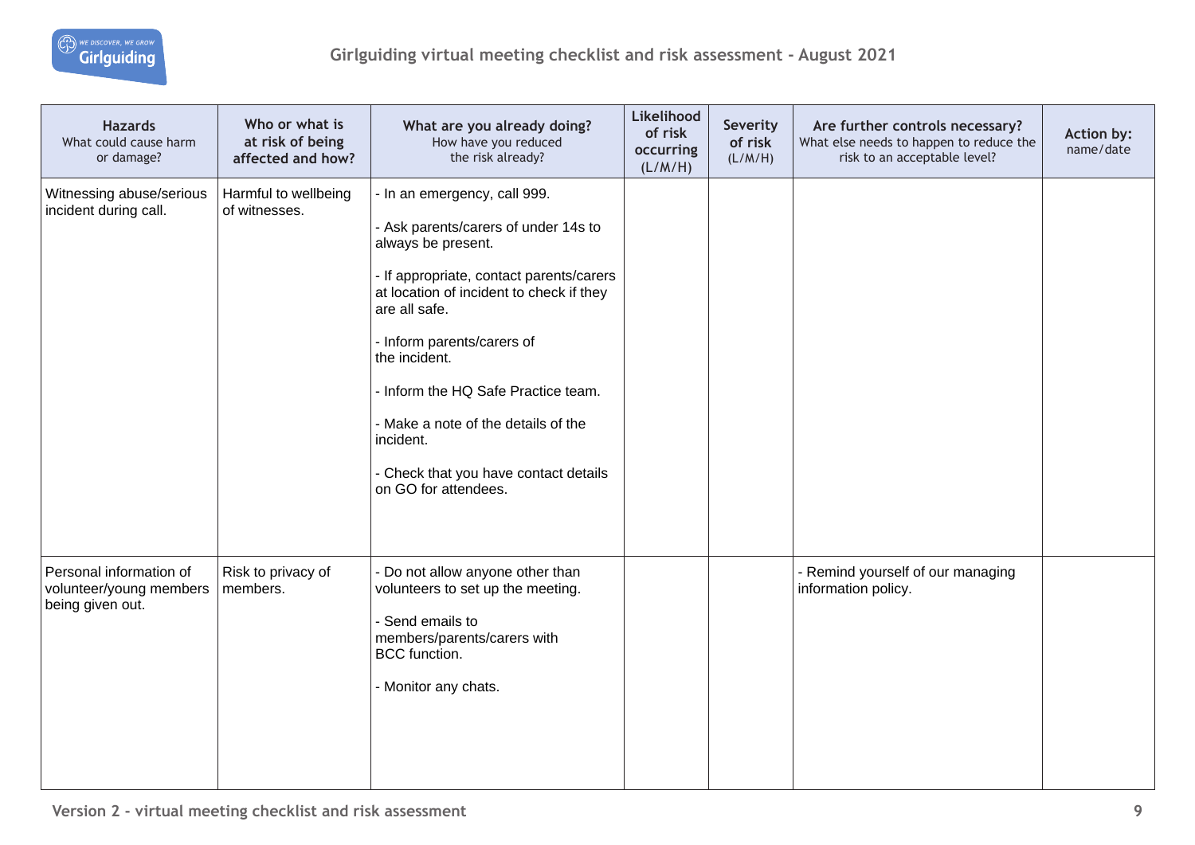| **Hazards** What could cause harm or damage? | **Who or what is at risk of being affected and how?** | **What are you already doing?** How have you reduced the risk already? | **Likelihood of risk occurring** (L/M/H) | **Severity of risk** (L/M/H) | **Are further controls necessary?** What else needs to happen to reduce the risk to an acceptable level? | **Action by:** name/date |
|---|---|---|---|---|---|---|
| Witnessing abuse/serious incident during call. | Harmful to wellbeing of witnesses. | - In an emergency, call 999.<br><br>- Ask parents/carers of under 14s to always be present.<br><br>- If appropriate, contact parents/carers at location of incident to check if they are all safe.<br><br>- Inform parents/carers of the incident.<br><br>- Inform the HQ Safe Practice team.<br><br>- Make a note of the details of the incident.<br><br>- Check that you have contact details on GO for attendees. | | | | |
| Personal information of volunteer/young members being given out. | Risk to privacy of members. | - Do not allow anyone other than volunteers to set up the meeting.<br><br>- Send emails to members/parents/carers with BCC function.<br><br>- Monitor any chats. | | | - Remind yourself of our managing information policy. | |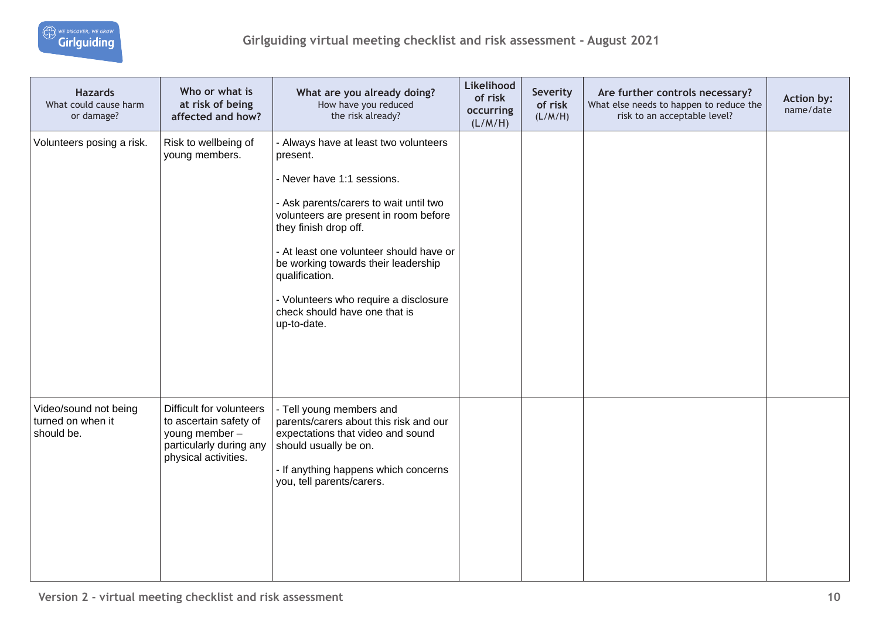| **Hazards** What could cause harm or damage? | **Who or what is at risk of being affected and how?** | **What are you already doing?** How have you reduced the risk already? | **Likelihood of risk occurring** (L/M/H) | **Severity of risk** (L/M/H) | **Are further controls necessary?** What else needs to happen to reduce the risk to an acceptable level? | **Action by:** name/date |
|---|---|---|---|---|---|---|
| Volunteers posing a risk. | Risk to wellbeing of young members. | - Always have at least two volunteers present.<br><br>- Never have 1:1 sessions.<br><br>- Ask parents/carers to wait until two volunteers are present in room before they finish drop off.<br><br>- At least one volunteer should have or be working towards their leadership qualification.<br><br>- Volunteers who require a disclosure check should have one that is up-to-date. | | | | |
| Video/sound not being turned on when it should be. | Difficult for volunteers to ascertain safety of young member – particularly during any physical activities. | - Tell young members and parents/carers about this risk and our expectations that video and sound should usually be on.<br><br>- If anything happens which concerns you, tell parents/carers. | | | | |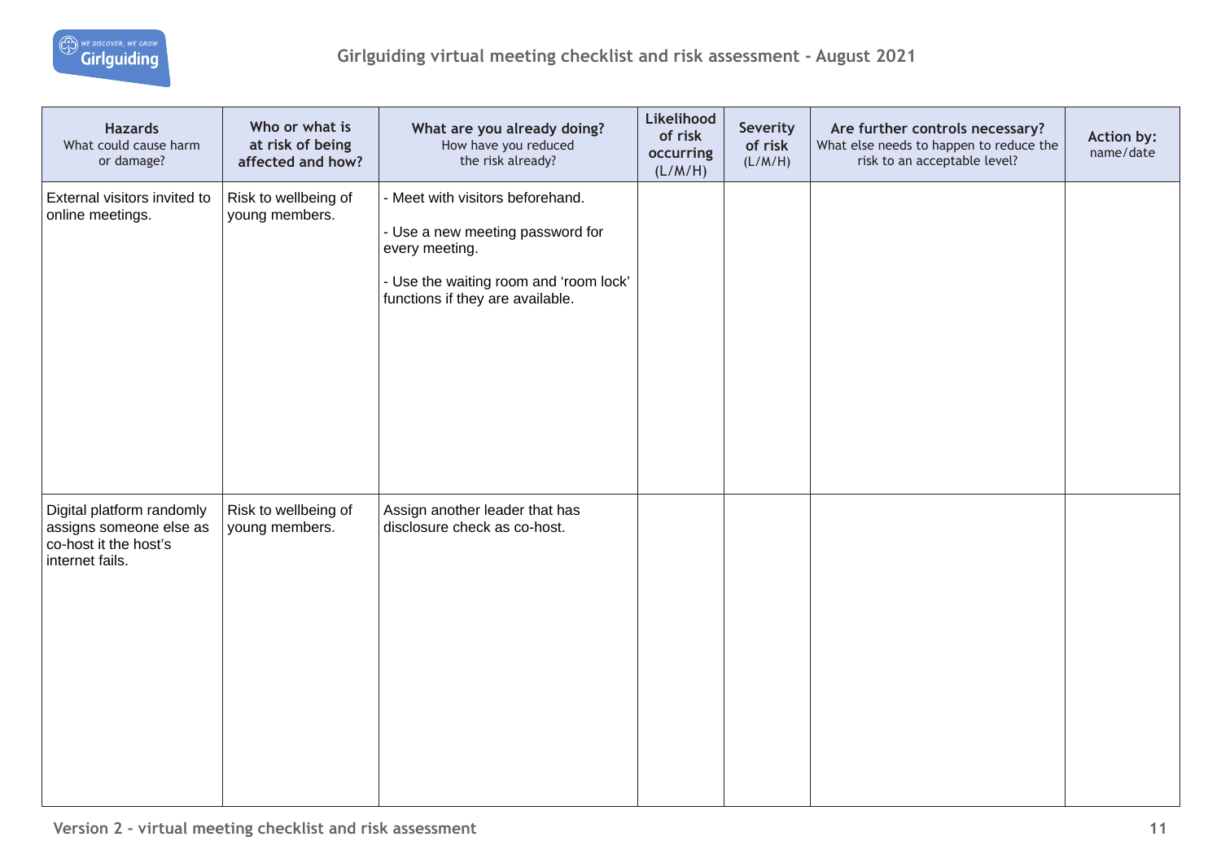| **Hazards** What could cause harm or damage? | **Who or what is at risk of being affected and how?** | **What are you already doing?** How have you reduced the risk already? | **Likelihood of risk occurring** (L/M/H) | **Severity of risk** (L/M/H) | **Are further controls necessary?** What else needs to happen to reduce the risk to an acceptable level? | **Action by:** name/date |
|---|---|---|---|---|---|---|
| External visitors invited to online meetings. | Risk to wellbeing of young members. | - Meet with visitors beforehand.<br>- Use a new meeting password for every meeting.<br>- Use the waiting room and 'room lock' functions if they are available. | | | | |
| Digital platform randomly assigns someone else as co-host it the host's internet fails. | Risk to wellbeing of young members. | Assign another leader that has disclosure check as co-host. | | | | |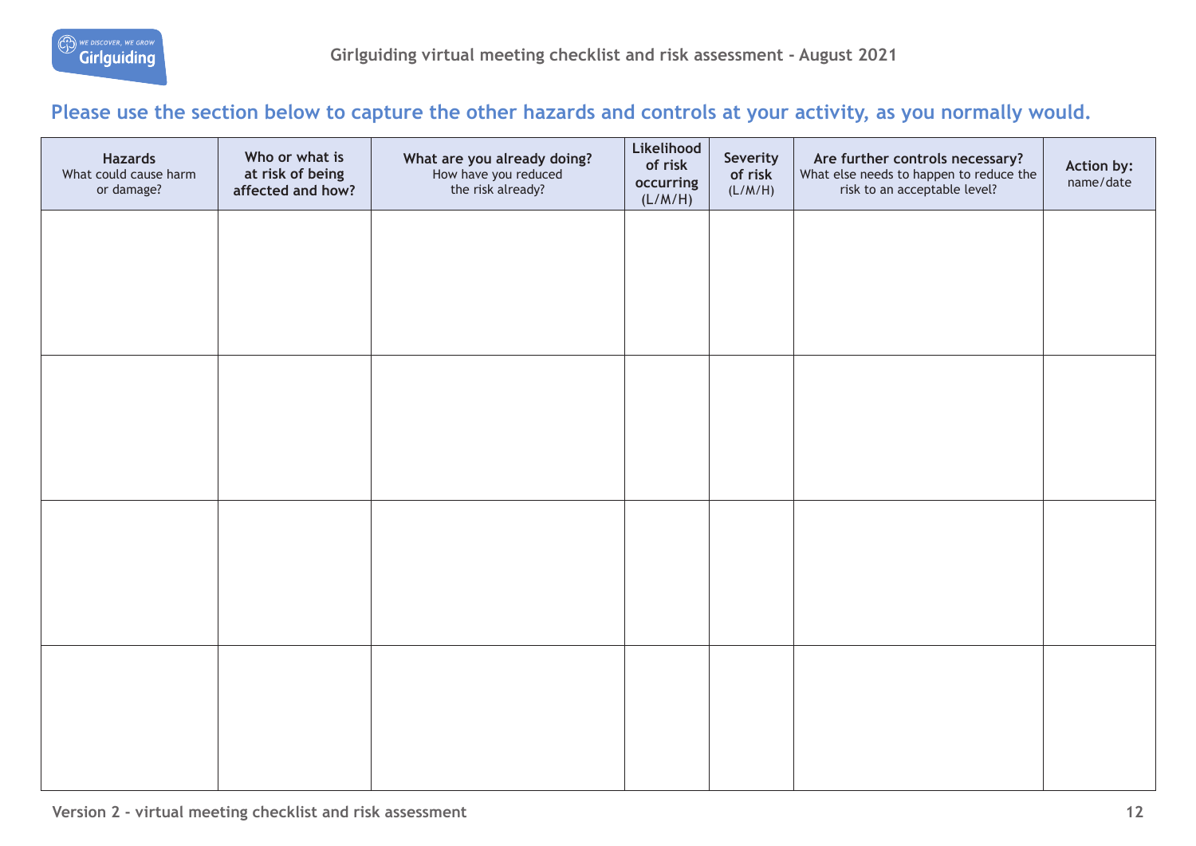## Please use the section below to capture the other hazards and controls at your activity, as you normally would.

| **Hazards** What could cause harm or damage? | **Who or what is at risk of being affected and how?** | **What are you already doing?** How have you reduced the risk already? | **Likelihood of risk occurring** (L/M/H) | **Severity of risk** (L/M/H) | **Are further controls necessary?** What else needs to happen to reduce the risk to an acceptable level? | **Action by:** name/date |
|---|---|---|---|---|---|---|
| | | | | | | |
| | | | | | | |
| | | | | | | |
| | | | | | | |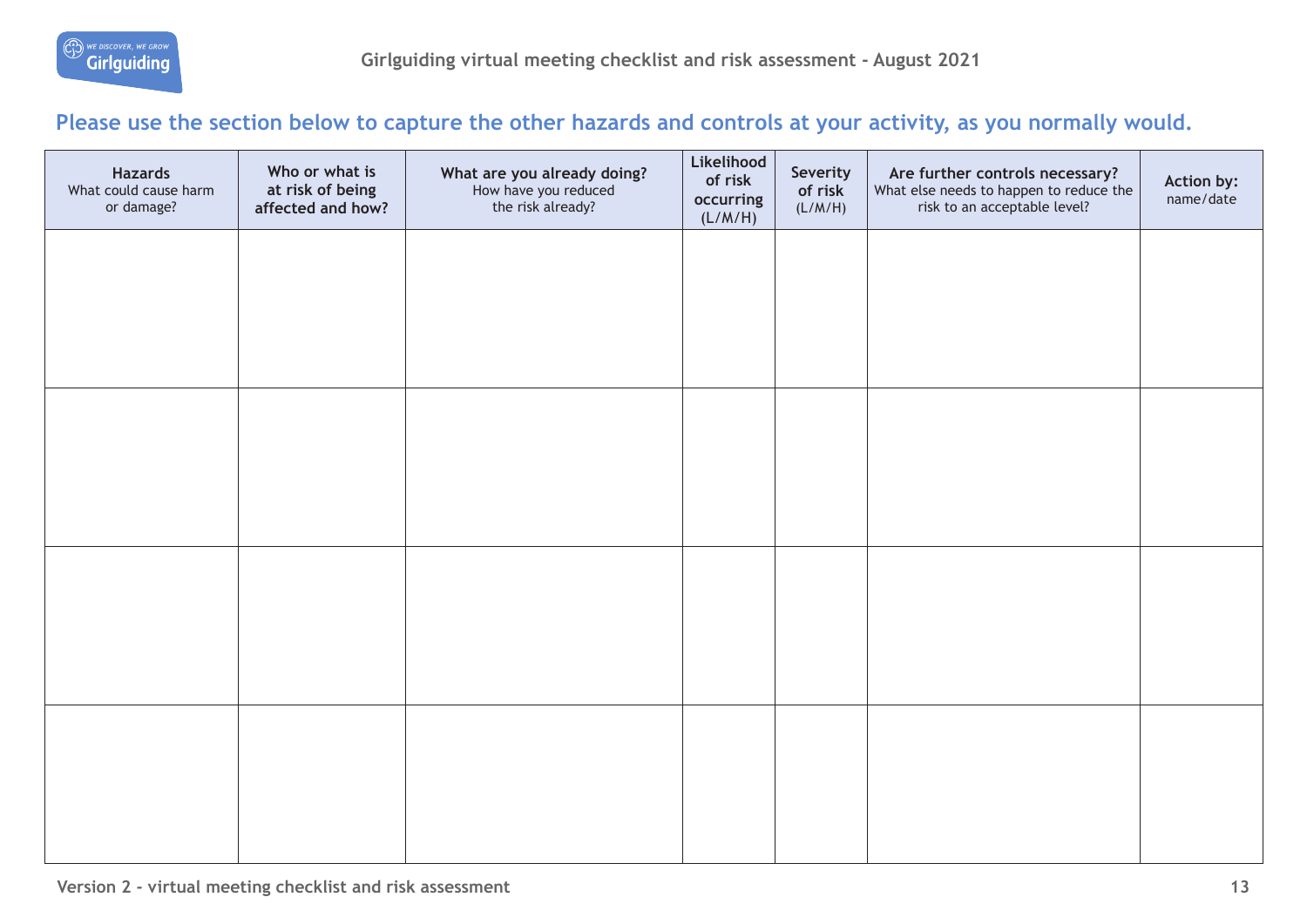## Please use the section below to capture the other hazards and controls at your activity, as you normally would.

| **Hazards** What could cause harm or damage? | **Who or what is at risk of being affected and how?** | **What are you already doing?** How have you reduced the risk already? | **Likelihood of risk occurring** (L/M/H) | **Severity of risk** (L/M/H) | **Are further controls necessary?** What else needs to happen to reduce the risk to an acceptable level? | **Action by:** name/date |
|---|---|---|---|---|---|---|
| | | | | | | |
| | | | | | | |
| | | | | | | |
| | | | | | | |